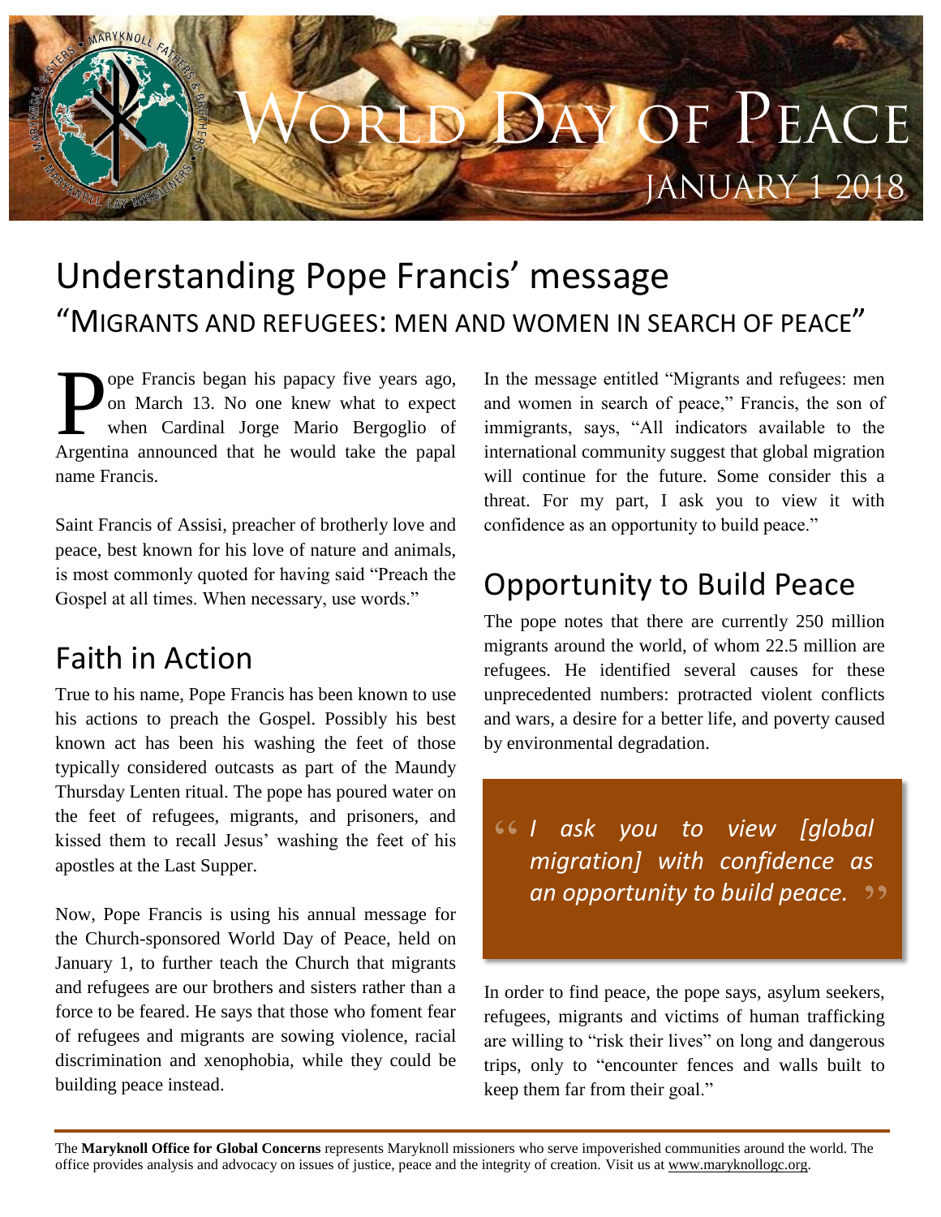# World Day of Peace

January 1 2018

## Understanding Pope Francis' message

### "Migrants and refugees: men and women in search of peace"

Pope Francis began his papacy five years ago, on March 13. No one knew what to expect when Cardinal Jorge Mario Bergoglio of Argentina announced that he would take the papal name Francis.

Saint Francis of Assisi, preacher of brotherly love and peace, best known for his love of nature and animals, is most commonly quoted for having said "Preach the Gospel at all times. When necessary, use words."

## Faith in Action

True to his name, Pope Francis has been known to use his actions to preach the Gospel. Possibly his best known act has been his washing the feet of those typically considered outcasts as part of the Maundy Thursday Lenten ritual. The pope has poured water on the feet of refugees, migrants, and prisoners, and kissed them to recall Jesus' washing the feet of his apostles at the Last Supper.

Now, Pope Francis is using his annual message for the Church-sponsored World Day of Peace, held on January 1, to further teach the Church that migrants and refugees are our brothers and sisters rather than a force to be feared. He says that those who foment fear of refugees and migrants are sowing violence, racial discrimination and xenophobia, while they could be building peace instead.

In the message entitled "Migrants and refugees: men and women in search of peace," Francis, the son of immigrants, says, "All indicators available to the international community suggest that global migration will continue for the future. Some consider this a threat. For my part, I ask you to view it with confidence as an opportunity to build peace."

## Opportunity to Build Peace

The pope notes that there are currently 250 million migrants around the world, of whom 22.5 million are refugees. He identified several causes for these unprecedented numbers: protracted violent conflicts and wars, a desire for a better life, and poverty caused by environmental degradation.

> *"I ask you to view [global migration] with confidence as an opportunity to build peace."*

In order to find peace, the pope says, asylum seekers, refugees, migrants and victims of human trafficking are willing to "risk their lives" on long and dangerous trips, only to "encounter fences and walls built to keep them far from their goal."

---

The **Maryknoll Office for Global Concerns** represents Maryknoll missioners who serve impoverished communities around the world. The office provides analysis and advocacy on issues of justice, peace and the integrity of creation. Visit us at www.maryknollogc.org.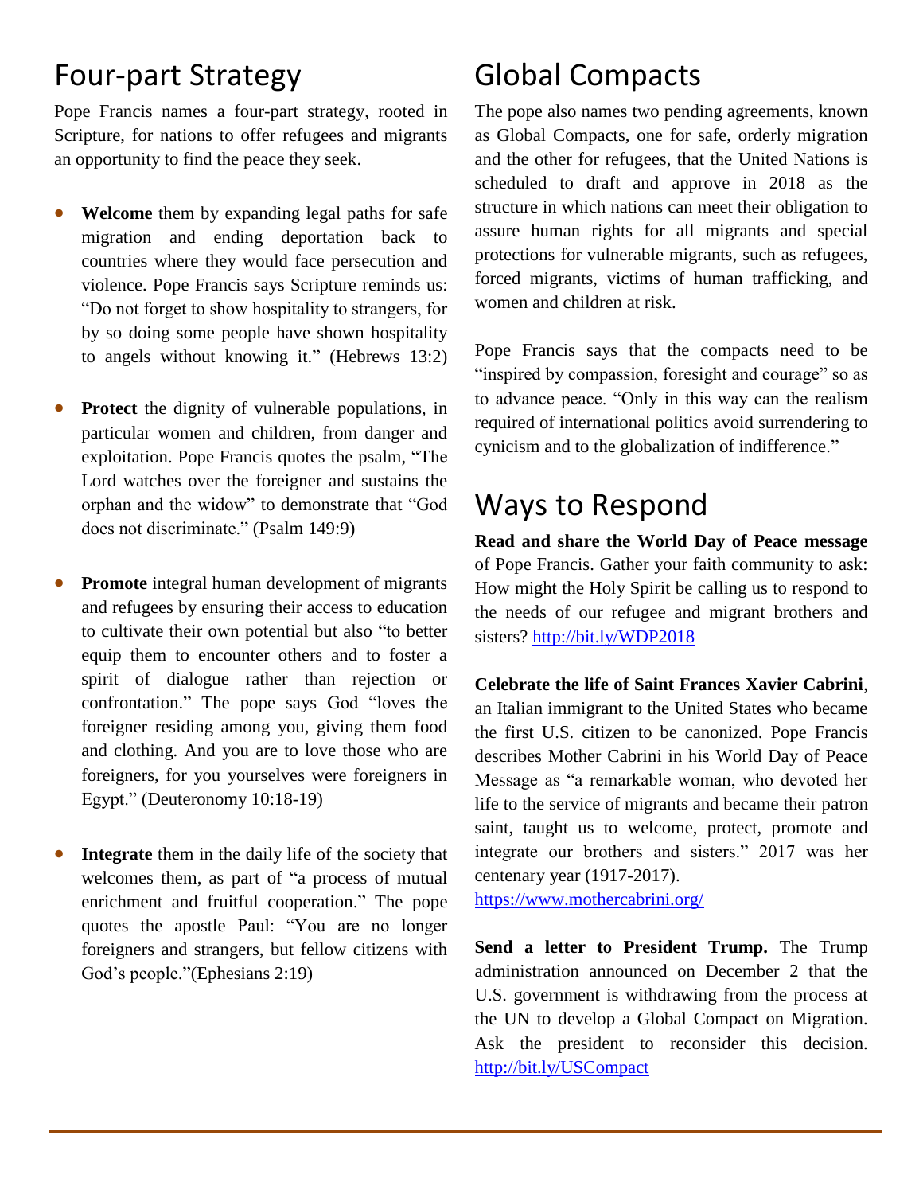## Four-part Strategy

Pope Francis names a four-part strategy, rooted in Scripture, for nations to offer refugees and migrants an opportunity to find the peace they seek.

- **Welcome** them by expanding legal paths for safe migration and ending deportation back to countries where they would face persecution and violence. Pope Francis says Scripture reminds us: "Do not forget to show hospitality to strangers, for by so doing some people have shown hospitality to angels without knowing it." (Hebrews 13:2)
- **Protect** the dignity of vulnerable populations, in particular women and children, from danger and exploitation. Pope Francis quotes the psalm, "The Lord watches over the foreigner and sustains the orphan and the widow" to demonstrate that "God does not discriminate." (Psalm 149:9)
- **Promote** integral human development of migrants and refugees by ensuring their access to education to cultivate their own potential but also "to better equip them to encounter others and to foster a spirit of dialogue rather than rejection or confrontation." The pope says God "loves the foreigner residing among you, giving them food and clothing. And you are to love those who are foreigners, for you yourselves were foreigners in Egypt." (Deuteronomy 10:18-19)
- **Integrate** them in the daily life of the society that welcomes them, as part of "a process of mutual enrichment and fruitful cooperation." The pope quotes the apostle Paul: "You are no longer foreigners and strangers, but fellow citizens with God's people."(Ephesians 2:19)

## Global Compacts

The pope also names two pending agreements, known as Global Compacts, one for safe, orderly migration and the other for refugees, that the United Nations is scheduled to draft and approve in 2018 as the structure in which nations can meet their obligation to assure human rights for all migrants and special protections for vulnerable migrants, such as refugees, forced migrants, victims of human trafficking, and women and children at risk.

Pope Francis says that the compacts need to be "inspired by compassion, foresight and courage" so as to advance peace. "Only in this way can the realism required of international politics avoid surrendering to cynicism and to the globalization of indifference."

## Ways to Respond

**Read and share the World Day of Peace message** of Pope Francis. Gather your faith community to ask: How might the Holy Spirit be calling us to respond to the needs of our refugee and migrant brothers and sisters? http://bit.ly/WDP2018

**Celebrate the life of Saint Frances Xavier Cabrini**, an Italian immigrant to the United States who became the first U.S. citizen to be canonized. Pope Francis describes Mother Cabrini in his World Day of Peace Message as "a remarkable woman, who devoted her life to the service of migrants and became their patron saint, taught us to welcome, protect, promote and integrate our brothers and sisters." 2017 was her centenary year (1917-2017).
https://www.mothercabrini.org/

**Send a letter to President Trump.** The Trump administration announced on December 2 that the U.S. government is withdrawing from the process at the UN to develop a Global Compact on Migration. Ask the president to reconsider this decision. http://bit.ly/USCompact